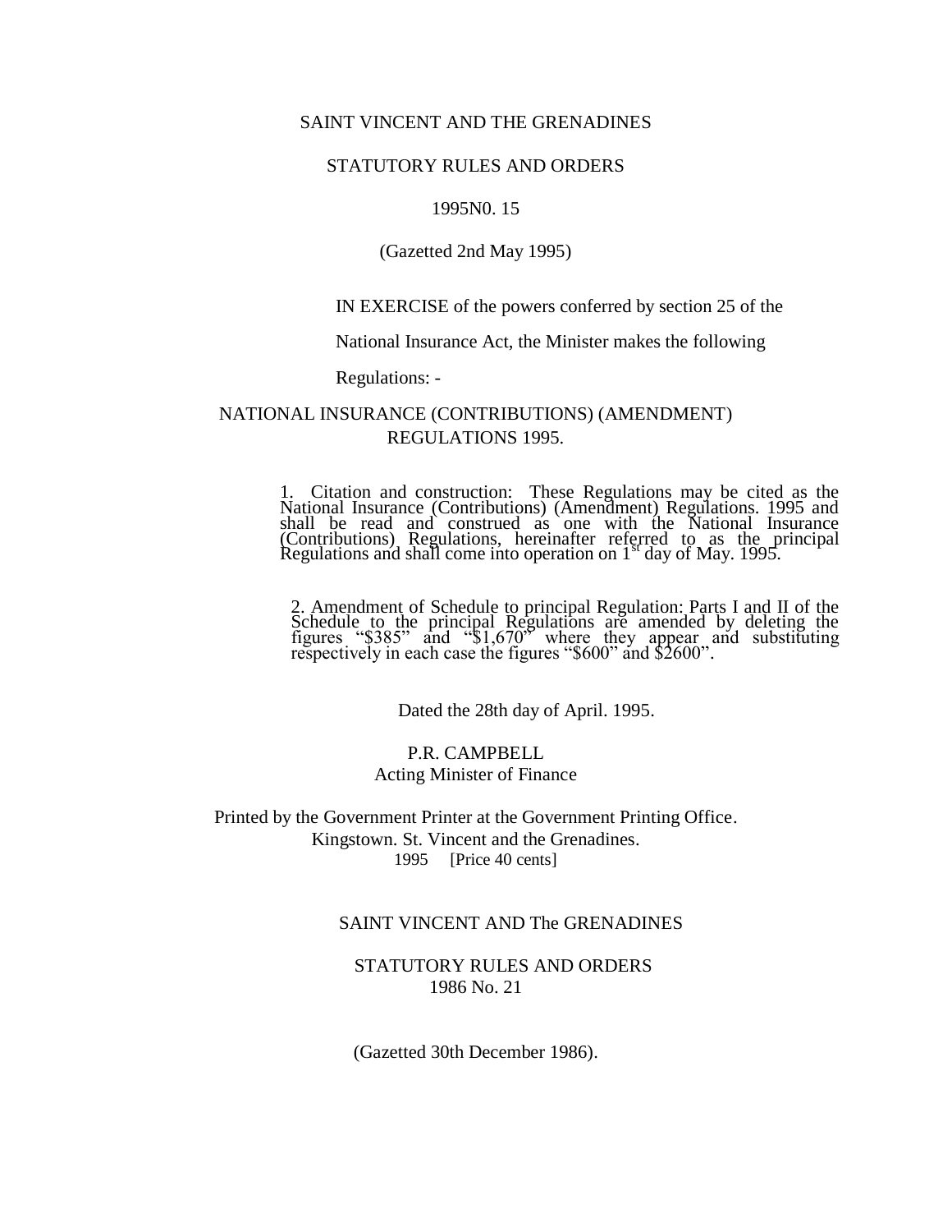SAINT VINCENT AND THE GRENADINES

STATUTORY RULES AND ORDERS

1995N0. 15

(Gazetted 2nd May 1995)

IN EXERCISE of the powers conferred by section 25 of the National Insurance Act, the Minister makes the following Regulations: -

## NATIONAL INSURANCE (CONTRIBUTIONS) (AMENDMENT) REGULATIONS 1995.

1. Citation and construction: These Regulations may be cited as the National Insurance (Contributions) (Amendment) Regulations. 1995 and shall be read and construed as one with the National Insurance (Contributions) Regulations, hereinafter referred to as the principal Regulations and shall come into operation on 1st day of May. 1995.

2. Amendment of Schedule to principal Regulation: Parts I and II of the Schedule to the principal Regulations are amended by deleting the figures "$385" and "$1,670" where they appear and substituting respectively in each case the figures "$600" and $2600".

Dated the 28th day of April. 1995.

P.R. CAMPBELL
Acting Minister of Finance

Printed by the Government Printer at the Government Printing Office. Kingstown. St. Vincent and the Grenadines.
1995 [Price 40 cents]

SAINT VINCENT AND The GRENADINES

STATUTORY RULES AND ORDERS
1986 No. 21

(Gazetted 30th December 1986).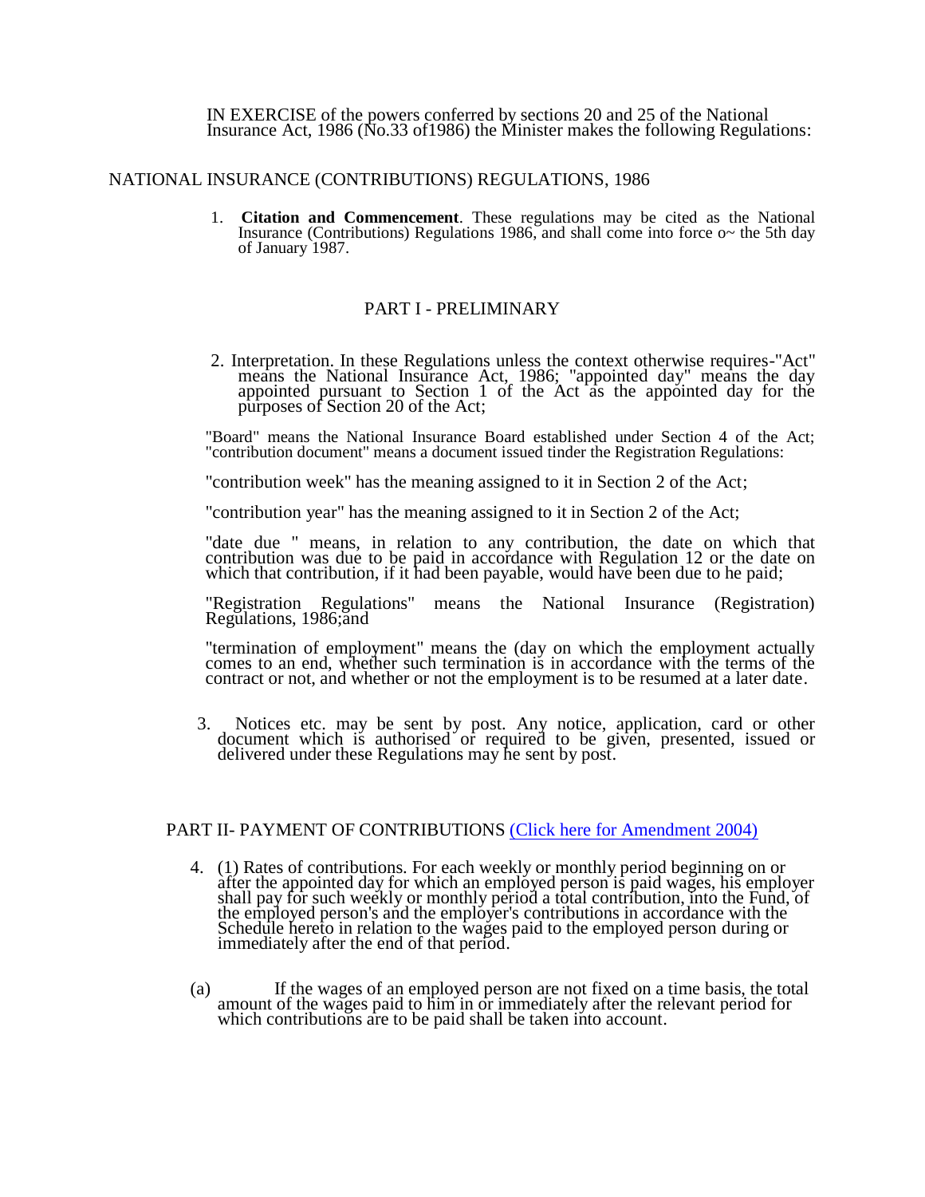IN EXERCISE of the powers conferred by sections 20 and 25 of the National Insurance Act, 1986 (No.33 of1986) the Minister makes the following Regulations:

# NATIONAL INSURANCE (CONTRIBUTIONS) REGULATIONS, 1986

1. **Citation and Commencement**. These regulations may be cited as the National Insurance (Contributions) Regulations 1986, and shall come into force o~ the 5th day of January 1987.

## PART I - PRELIMINARY

2. Interpretation. In these Regulations unless the context otherwise requires-"Act" means the National Insurance Act, 1986; "appointed day" means the day appointed pursuant to Section 1 of the Act as the appointed day for the purposes of Section 20 of the Act;

"Board" means the National Insurance Board established under Section 4 of the Act; "contribution document" means a document issued tinder the Registration Regulations:

"contribution week" has the meaning assigned to it in Section 2 of the Act;

"contribution year" has the meaning assigned to it in Section 2 of the Act;

"date due " means, in relation to any contribution, the date on which that contribution was due to be paid in accordance with Regulation 12 or the date on which that contribution, if it had been payable, would have been due to he paid;

"Registration Regulations" means the National Insurance (Registration) Regulations, 1986;and

"termination of employment" means the (day on which the employment actually comes to an end, whether such termination is in accordance with the terms of the contract or not, and whether or not the employment is to be resumed at a later date.

3. Notices etc. may be sent by post. Any notice, application, card or other document which is authorised or required to be given, presented, issued or delivered under these Regulations may he sent by post.

## PART II- PAYMENT OF CONTRIBUTIONS [(Click here for Amendment 2004)]

4. (1) Rates of contributions. For each weekly or monthly period beginning on or after the appointed day for which an employed person is paid wages, his employer shall pay for such weekly or monthly period a total contribution, into the Fund, of the employed person's and the employer's contributions in accordance with the Schedule hereto in relation to the wages paid to the employed person during or immediately after the end of that period.

(a) If the wages of an employed person are not fixed on a time basis, the total amount of the wages paid to him in or immediately after the relevant period for which contributions are to be paid shall be taken into account.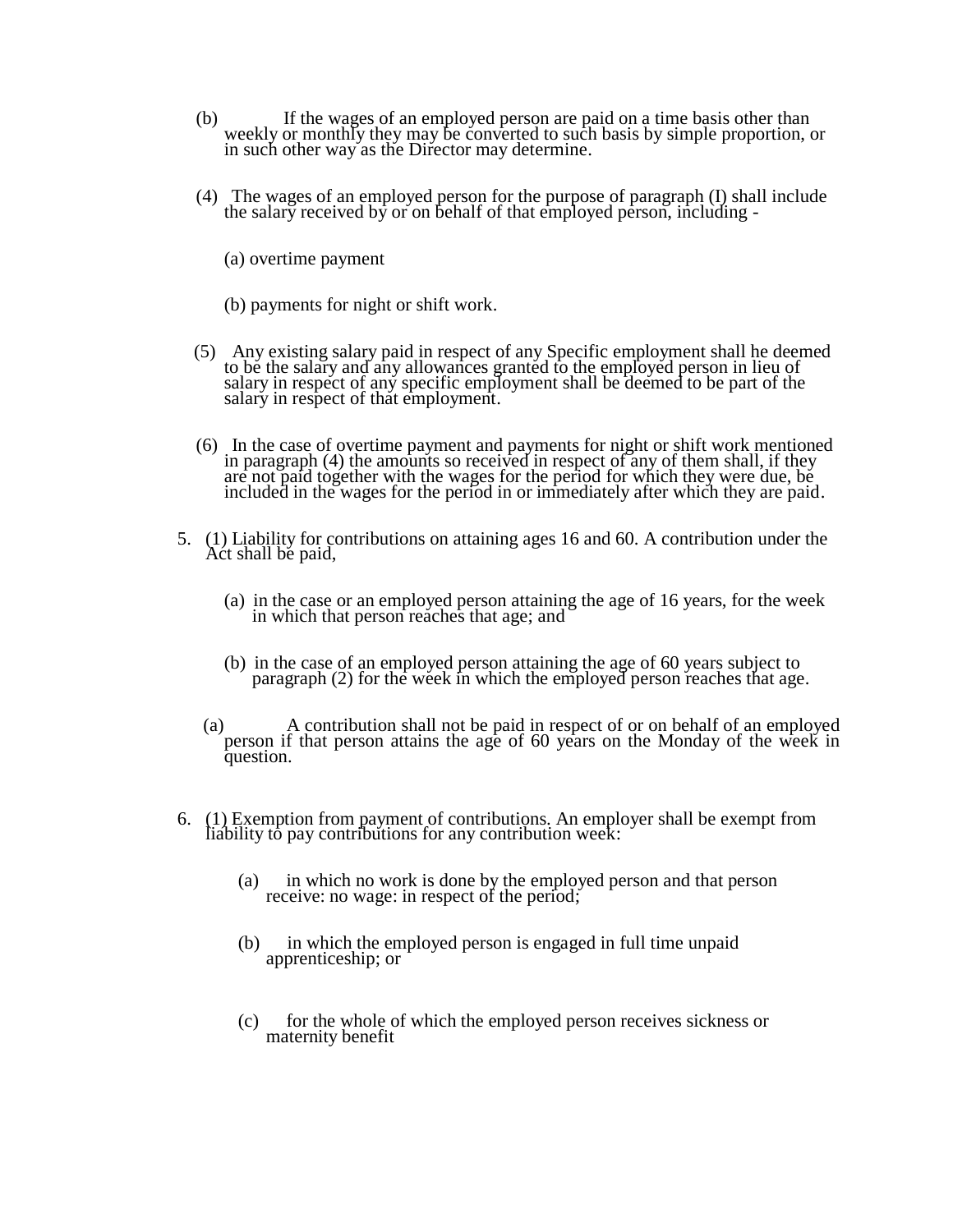(b) If the wages of an employed person are paid on a time basis other than weekly or monthly they may be converted to such basis by simple proportion, or in such other way as the Director may determine.

(4) The wages of an employed person for the purpose of paragraph (I) shall include the salary received by or on behalf of that employed person, including -

(a) overtime payment

(b) payments for night or shift work.

(5) Any existing salary paid in respect of any Specific employment shall he deemed to be the salary and any allowances granted to the employed person in lieu of salary in respect of any specific employment shall be deemed to be part of the salary in respect of that employment.

(6) In the case of overtime payment and payments for night or shift work mentioned in paragraph (4) the amounts so received in respect of any of them shall, if they are not paid together with the wages for the period for which they were due, be included in the wages for the period in or immediately after which they are paid.

5. (1) Liability for contributions on attaining ages 16 and 60. A contribution under the Act shall be paid,

   (a) in the case or an employed person attaining the age of 16 years, for the week in which that person reaches that age; and

   (b) in the case of an employed person attaining the age of 60 years subject to paragraph (2) for the week in which the employed person reaches that age.

   (a) A contribution shall not be paid in respect of or on behalf of an employed person if that person attains the age of 60 years on the Monday of the week in question.

6. (1) Exemption from payment of contributions. An employer shall be exempt from liability to pay contributions for any contribution week:

   (a) in which no work is done by the employed person and that person receive: no wage: in respect of the period;

   (b) in which the employed person is engaged in full time unpaid apprenticeship; or

   (c) for the whole of which the employed person receives sickness or maternity benefit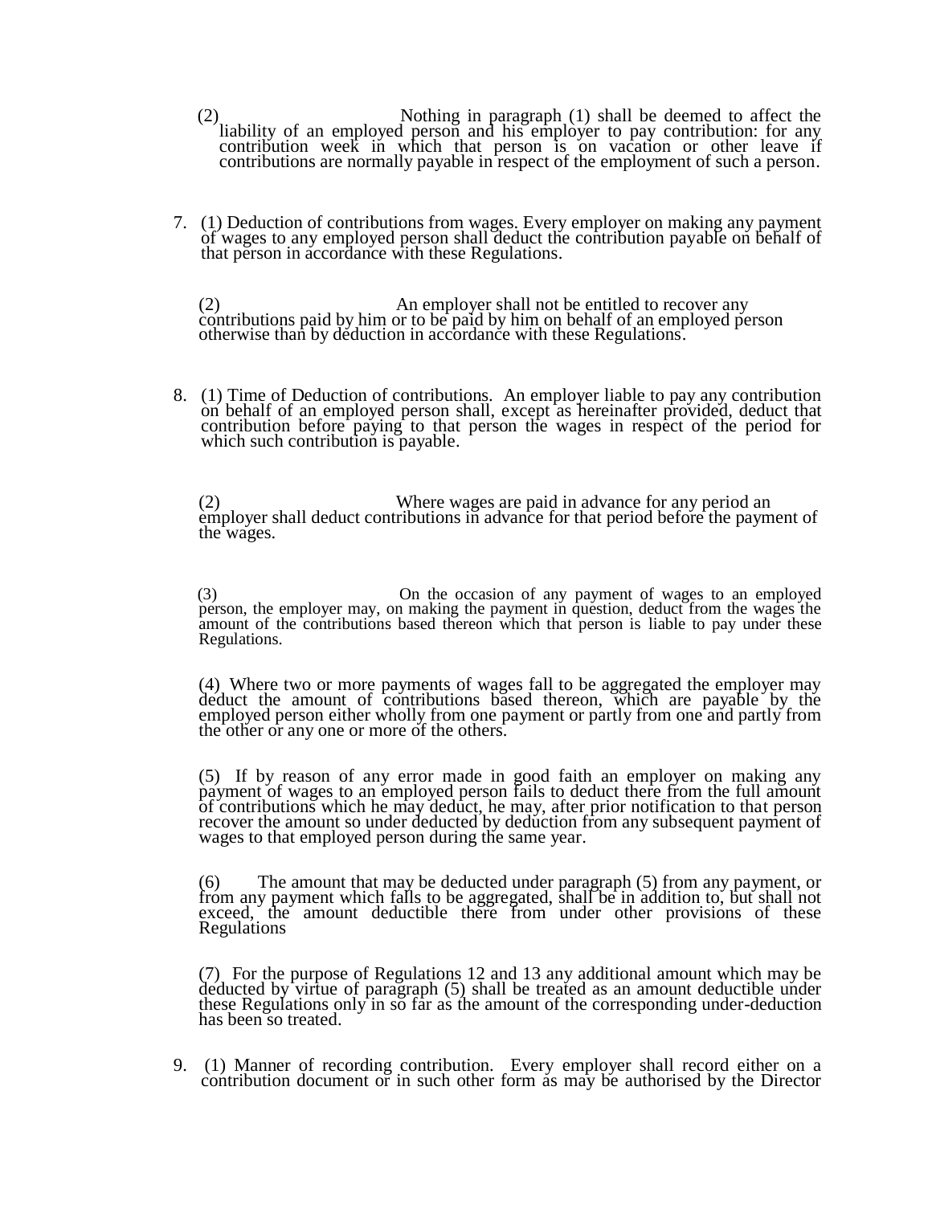(2) Nothing in paragraph (1) shall be deemed to affect the liability of an employed person and his employer to pay contribution: for any contribution week in which that person is on vacation or other leave if contributions are normally payable in respect of the employment of such a person.

7. (1) Deduction of contributions from wages. Every employer on making any payment of wages to any employed person shall deduct the contribution payable on behalf of that person in accordance with these Regulations.

   (2) An employer shall not be entitled to recover any contributions paid by him or to be paid by him on behalf of an employed person otherwise than by deduction in accordance with these Regulations.

8. (1) Time of Deduction of contributions. An employer liable to pay any contribution on behalf of an employed person shall, except as hereinafter provided, deduct that contribution before paying to that person the wages in respect of the period for which such contribution is payable.

   (2) Where wages are paid in advance for any period an employer shall deduct contributions in advance for that period before the payment of the wages.

   (3) On the occasion of any payment of wages to an employed person, the employer may, on making the payment in question, deduct from the wages the amount of the contributions based thereon which that person is liable to pay under these Regulations.

   (4) Where two or more payments of wages fall to be aggregated the employer may deduct the amount of contributions based thereon, which are payable by the employed person either wholly from one payment or partly from one and partly from the other or any one or more of the others.

   (5) If by reason of any error made in good faith an employer on making any payment of wages to an employed person fails to deduct there from the full amount of contributions which he may deduct, he may, after prior notification to that person recover the amount so under deducted by deduction from any subsequent payment of wages to that employed person during the same year.

   (6) The amount that may be deducted under paragraph (5) from any payment, or from any payment which falls to be aggregated, shall be in addition to, but shall not exceed, the amount deductible there from under other provisions of these Regulations

   (7) For the purpose of Regulations 12 and 13 any additional amount which may be deducted by virtue of paragraph (5) shall be treated as an amount deductible under these Regulations only in so far as the amount of the corresponding under-deduction has been so treated.

9. (1) Manner of recording contribution. Every employer shall record either on a contribution document or in such other form as may be authorised by the Director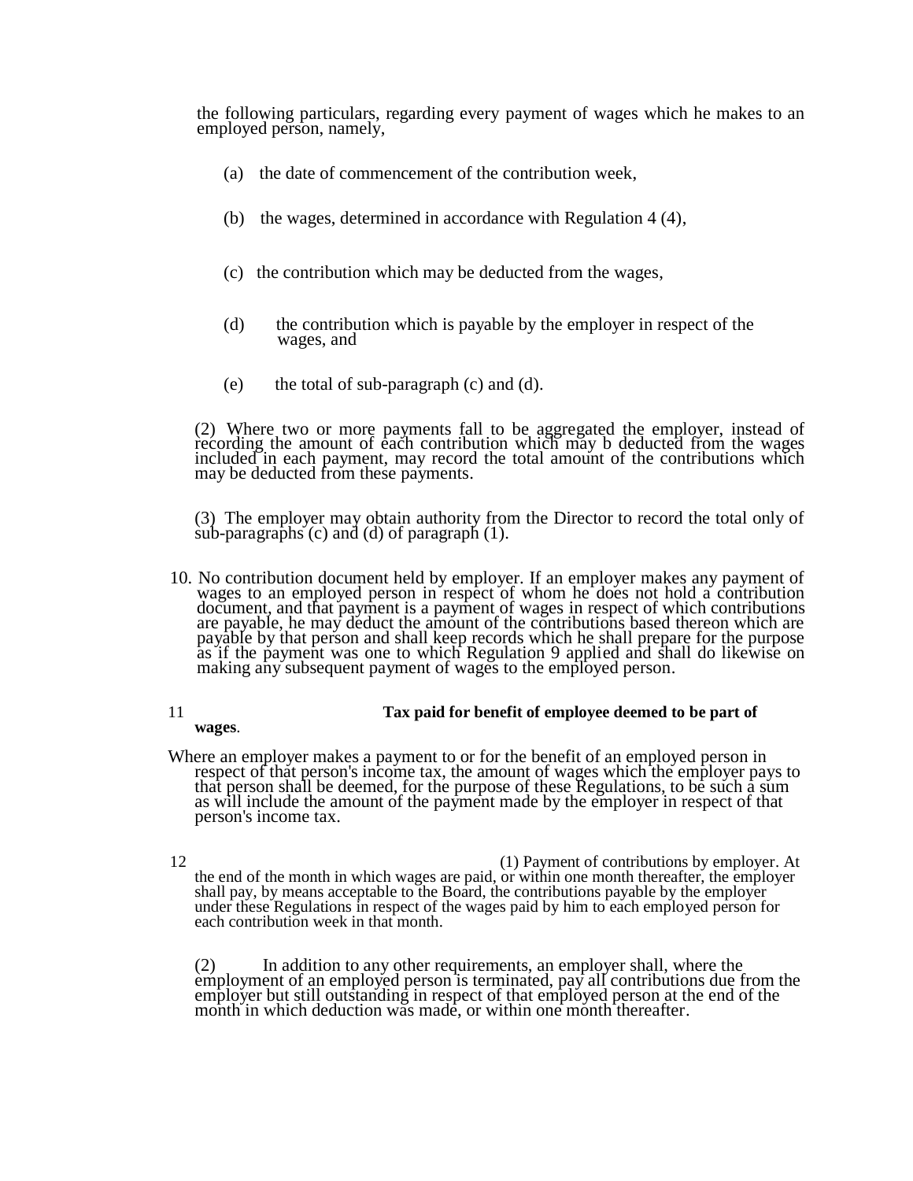the following particulars, regarding every payment of wages which he makes to an employed person, namely,

(a) the date of commencement of the contribution week,

(b) the wages, determined in accordance with Regulation 4 (4),

(c) the contribution which may be deducted from the wages,

(d) the contribution which is payable by the employer in respect of the wages, and

(e) the total of sub-paragraph (c) and (d).

(2) Where two or more payments fall to be aggregated the employer, instead of recording the amount of each contribution which may b deducted from the wages included in each payment, may record the total amount of the contributions which may be deducted from these payments.

(3) The employer may obtain authority from the Director to record the total only of sub-paragraphs (c) and (d) of paragraph (1).

10. No contribution document held by employer. If an employer makes any payment of wages to an employed person in respect of whom he does not hold a contribution document, and that payment is a payment of wages in respect of which contributions are payable, he may deduct the amount of the contributions based thereon which are payable by that person and shall keep records which he shall prepare for the purpose as if the payment was one to which Regulation 9 applied and shall do likewise on making any subsequent payment of wages to the employed person.

11 **Tax paid for benefit of employee deemed to be part of wages**.

Where an employer makes a payment to or for the benefit of an employed person in respect of that person's income tax, the amount of wages which the employer pays to that person shall be deemed, for the purpose of these Regulations, to be such a sum as will include the amount of the payment made by the employer in respect of that person's income tax.

12 (1) Payment of contributions by employer. At the end of the month in which wages are paid, or within one month thereafter, the employer shall pay, by means acceptable to the Board, the contributions payable by the employer under these Regulations in respect of the wages paid by him to each employed person for each contribution week in that month.

(2) In addition to any other requirements, an employer shall, where the employment of an employed person is terminated, pay all contributions due from the employer but still outstanding in respect of that employed person at the end of the month in which deduction was made, or within one month thereafter.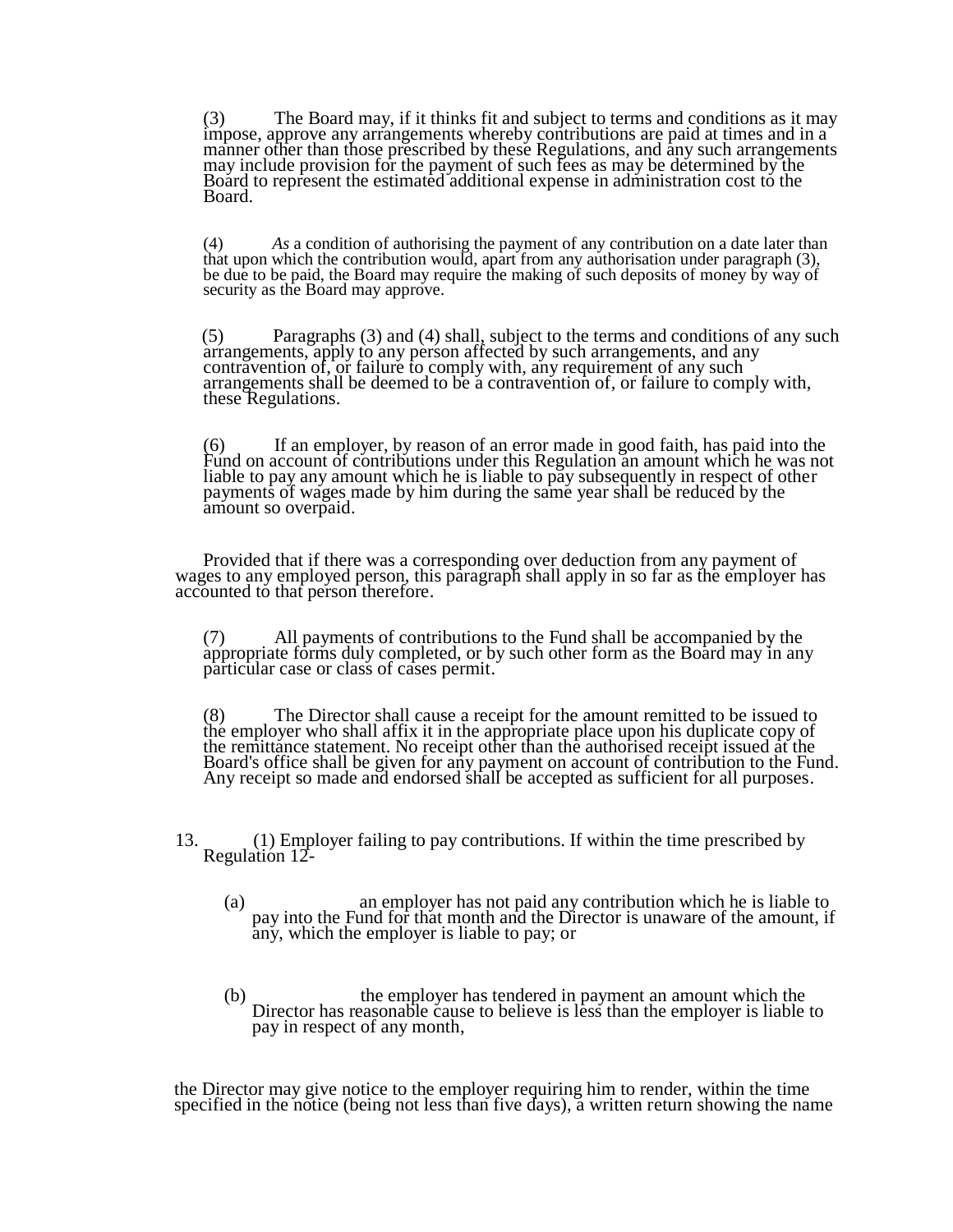(3) The Board may, if it thinks fit and subject to terms and conditions as it may impose, approve any arrangements whereby contributions are paid at times and in a manner other than those prescribed by these Regulations, and any such arrangements may include provision for the payment of such fees as may be determined by the Board to represent the estimated additional expense in administration cost to the Board.

(4) *As* a condition of authorising the payment of any contribution on a date later than that upon which the contribution would, apart from any authorisation under paragraph (3), be due to be paid, the Board may require the making of such deposits of money by way of security as the Board may approve.

(5) Paragraphs (3) and (4) shall, subject to the terms and conditions of any such arrangements, apply to any person affected by such arrangements, and any contravention of, or failure to comply with, any requirement of any such arrangements shall be deemed to be a contravention of, or failure to comply with, these Regulations.

(6) If an employer, by reason of an error made in good faith, has paid into the Fund on account of contributions under this Regulation an amount which he was not liable to pay any amount which he is liable to pay subsequently in respect of other payments of wages made by him during the same year shall be reduced by the amount so overpaid.

Provided that if there was a corresponding over deduction from any payment of wages to any employed person, this paragraph shall apply in so far as the employer has accounted to that person therefore.

(7) All payments of contributions to the Fund shall be accompanied by the appropriate forms duly completed, or by such other form as the Board may in any particular case or class of cases permit.

(8) The Director shall cause a receipt for the amount remitted to be issued to the employer who shall affix it in the appropriate place upon his duplicate copy of the remittance statement. No receipt other than the authorised receipt issued at the Board's office shall be given for any payment on account of contribution to the Fund. Any receipt so made and endorsed shall be accepted as sufficient for all purposes.

13. (1) Employer failing to pay contributions. If within the time prescribed by Regulation 12-

(a) an employer has not paid any contribution which he is liable to pay into the Fund for that month and the Director is unaware of the amount, if any, which the employer is liable to pay; or

(b) the employer has tendered in payment an amount which the Director has reasonable cause to believe is less than the employer is liable to pay in respect of any month,

the Director may give notice to the employer requiring him to render, within the time specified in the notice (being not less than five days), a written return showing the name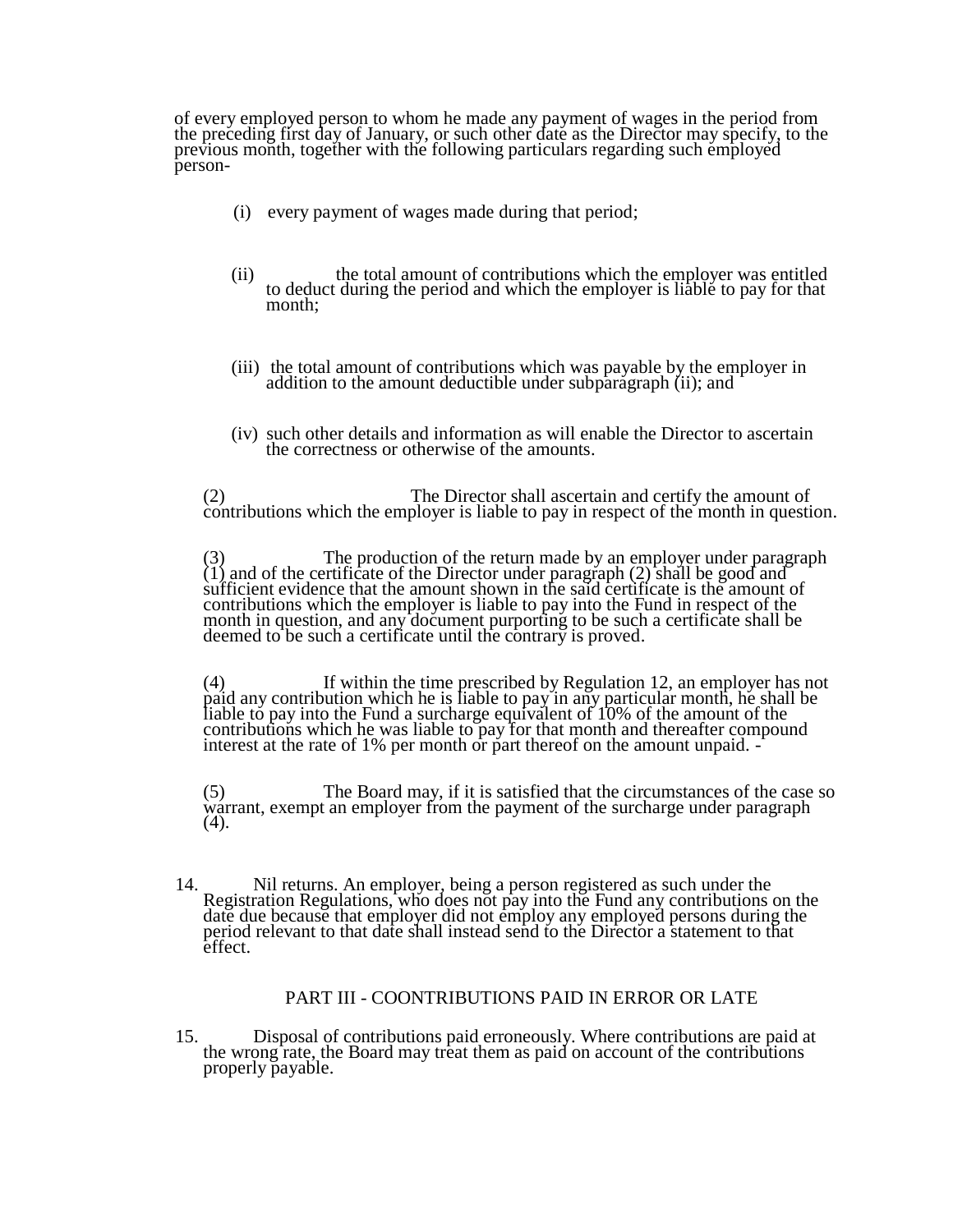of every employed person to whom he made any payment of wages in the period from the preceding first day of January, or such other date as the Director may specify, to the previous month, together with the following particulars regarding such employed person-

(i) every payment of wages made during that period;

(ii) the total amount of contributions which the employer was entitled to deduct during the period and which the employer is liable to pay for that month;

(iii) the total amount of contributions which was payable by the employer in addition to the amount deductible under subparagraph (ii); and

(iv) such other details and information as will enable the Director to ascertain the correctness or otherwise of the amounts.

(2) The Director shall ascertain and certify the amount of contributions which the employer is liable to pay in respect of the month in question.

(3) The production of the return made by an employer under paragraph (1) and of the certificate of the Director under paragraph (2) shall be good and sufficient evidence that the amount shown in the said certificate is the amount of contributions which the employer is liable to pay into the Fund in respect of the month in question, and any document purporting to be such a certificate shall be deemed to be such a certificate until the contrary is proved.

(4) If within the time prescribed by Regulation 12, an employer has not paid any contribution which he is liable to pay in any particular month, he shall be liable to pay into the Fund a surcharge equivalent of 10% of the amount of the contributions which he was liable to pay for that month and thereafter compound interest at the rate of 1% per month or part thereof on the amount unpaid. -

(5) The Board may, if it is satisfied that the circumstances of the case so warrant, exempt an employer from the payment of the surcharge under paragraph (4).

14. Nil returns. An employer, being a person registered as such under the Registration Regulations, who does not pay into the Fund any contributions on the date due because that employer did not employ any employed persons during the period relevant to that date shall instead send to the Director a statement to that effect.

## PART III - COONTRIBUTIONS PAID IN ERROR OR LATE

15. Disposal of contributions paid erroneously. Where contributions are paid at the wrong rate, the Board may treat them as paid on account of the contributions properly payable.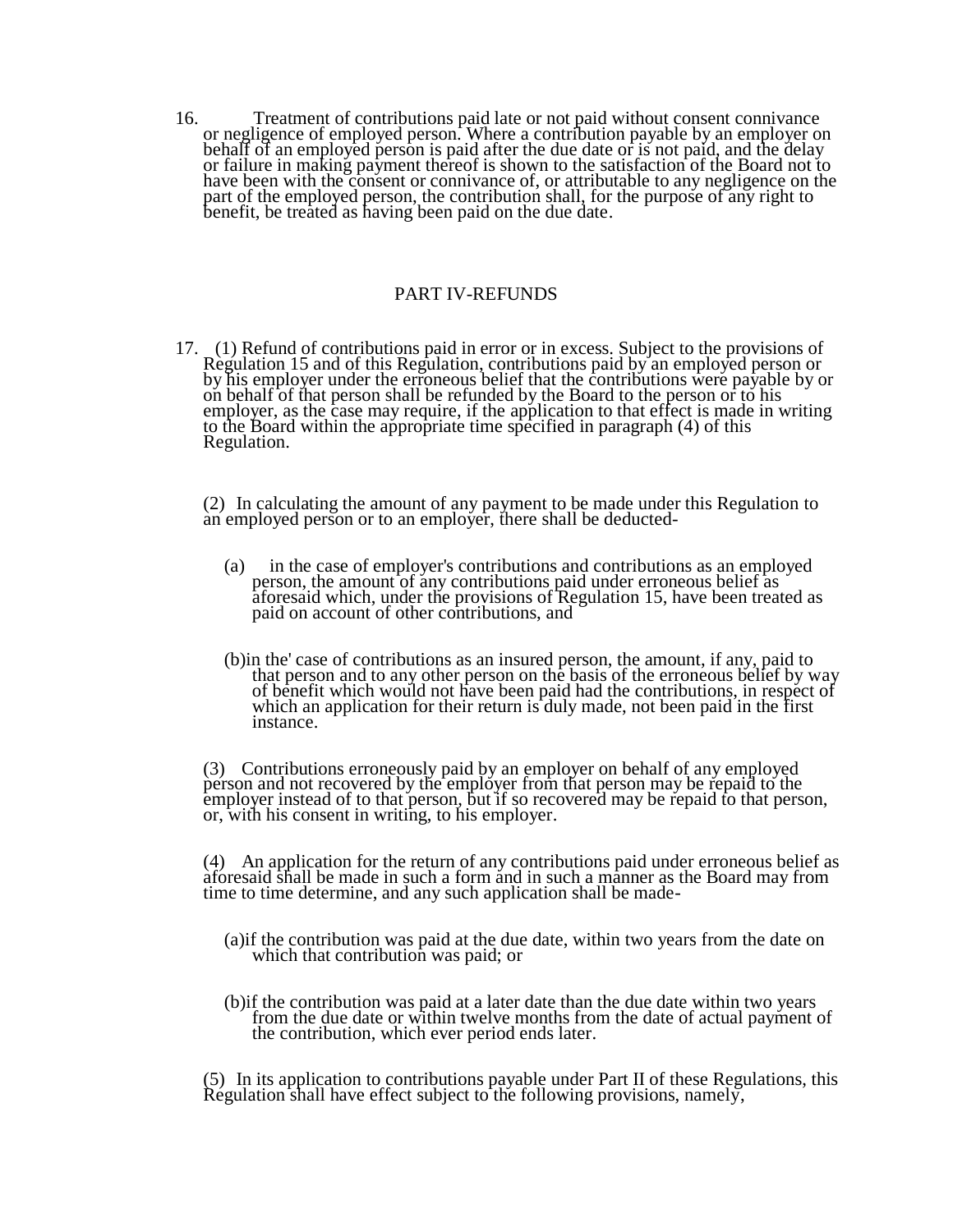16. Treatment of contributions paid late or not paid without consent connivance or negligence of employed person. Where a contribution payable by an employer on behalf of an employed person is paid after the due date or is not paid, and the delay or failure in making payment thereof is shown to the satisfaction of the Board not to have been with the consent or connivance of, or attributable to any negligence on the part of the employed person, the contribution shall, for the purpose of any right to benefit, be treated as having been paid on the due date.

## PART IV-REFUNDS

17. (1) Refund of contributions paid in error or in excess. Subject to the provisions of Regulation 15 and of this Regulation, contributions paid by an employed person or by his employer under the erroneous belief that the contributions were payable by or on behalf of that person shall be refunded by the Board to the person or to his employer, as the case may require, if the application to that effect is made in writing to the Board within the appropriate time specified in paragraph (4) of this Regulation.

(2) In calculating the amount of any payment to be made under this Regulation to an employed person or to an employer, there shall be deducted-

(a) in the case of employer's contributions and contributions as an employed person, the amount of any contributions paid under erroneous belief as aforesaid which, under the provisions of Regulation 15, have been treated as paid on account of other contributions, and

(b) in the' case of contributions as an insured person, the amount, if any, paid to that person and to any other person on the basis of the erroneous belief by way of benefit which would not have been paid had the contributions, in respect of which an application for their return is duly made, not been paid in the first instance.

(3) Contributions erroneously paid by an employer on behalf of any employed person and not recovered by the employer from that person may be repaid to the employer instead of to that person, but if so recovered may be repaid to that person, or, with his consent in writing, to his employer.

(4) An application for the return of any contributions paid under erroneous belief as aforesaid shall be made in such a form and in such a manner as the Board may from time to time determine, and any such application shall be made-

(a) if the contribution was paid at the due date, within two years from the date on which that contribution was paid; or

(b) if the contribution was paid at a later date than the due date within two years from the due date or within twelve months from the date of actual payment of the contribution, which ever period ends later.

(5) In its application to contributions payable under Part II of these Regulations, this Regulation shall have effect subject to the following provisions, namely,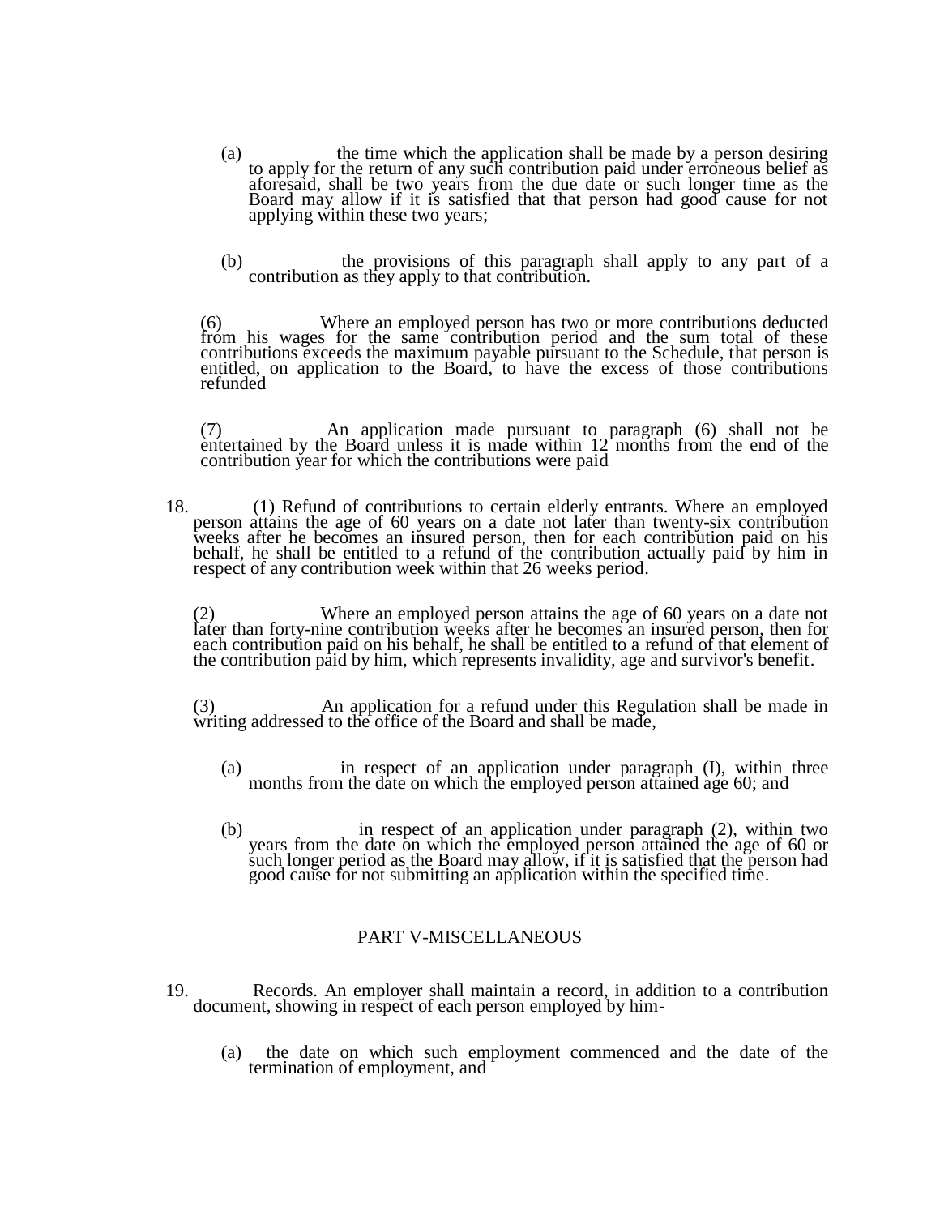(a) the time which the application shall be made by a person desiring to apply for the return of any such contribution paid under erroneous belief as aforesaid, shall be two years from the due date or such longer time as the Board may allow if it is satisfied that that person had good cause for not applying within these two years;

(b) the provisions of this paragraph shall apply to any part of a contribution as they apply to that contribution.

(6) Where an employed person has two or more contributions deducted from his wages for the same contribution period and the sum total of these contributions exceeds the maximum payable pursuant to the Schedule, that person is entitled, on application to the Board, to have the excess of those contributions refunded

(7) An application made pursuant to paragraph (6) shall not be entertained by the Board unless it is made within 12 months from the end of the contribution year for which the contributions were paid

18. (1) Refund of contributions to certain elderly entrants. Where an employed person attains the age of 60 years on a date not later than twenty-six contribution weeks after he becomes an insured person, then for each contribution paid on his behalf, he shall be entitled to a refund of the contribution actually paid by him in respect of any contribution week within that 26 weeks period.

(2) Where an employed person attains the age of 60 years on a date not later than forty-nine contribution weeks after he becomes an insured person, then for each contribution paid on his behalf, he shall be entitled to a refund of that element of the contribution paid by him, which represents invalidity, age and survivor's benefit.

(3) An application for a refund under this Regulation shall be made in writing addressed to the office of the Board and shall be made,

(a) in respect of an application under paragraph (I), within three months from the date on which the employed person attained age 60; and

(b) in respect of an application under paragraph (2), within two years from the date on which the employed person attained the age of 60 or such longer period as the Board may allow, if it is satisfied that the person had good cause for not submitting an application within the specified time.

## PART V-MISCELLANEOUS

19. Records. An employer shall maintain a record, in addition to a contribution document, showing in respect of each person employed by him-

(a) the date on which such employment commenced and the date of the termination of employment, and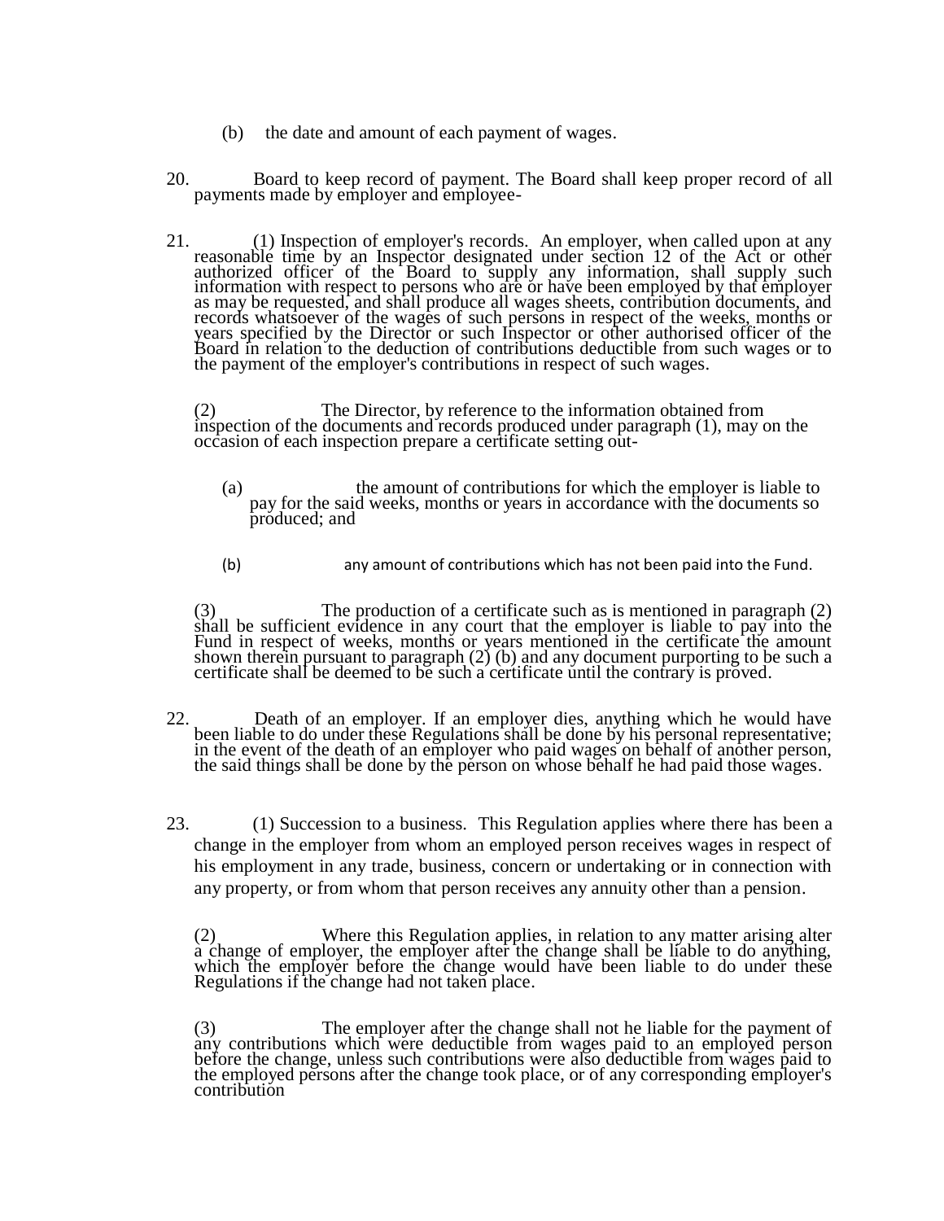(b) the date and amount of each payment of wages.

20. Board to keep record of payment. The Board shall keep proper record of all payments made by employer and employee-

21. (1) Inspection of employer's records. An employer, when called upon at any reasonable time by an Inspector designated under section 12 of the Act or other authorized officer of the Board to supply any information, shall supply such information with respect to persons who are or have been employed by that employer as may be requested, and shall produce all wages sheets, contribution documents, and records whatsoever of the wages of such persons in respect of the weeks, months or years specified by the Director or such Inspector or other authorised officer of the Board in relation to the deduction of contributions deductible from such wages or to the payment of the employer's contributions in respect of such wages.

(2) The Director, by reference to the information obtained from inspection of the documents and records produced under paragraph (1), may on the occasion of each inspection prepare a certificate setting out-

(a) the amount of contributions for which the employer is liable to pay for the said weeks, months or years in accordance with the documents so produced; and

(b) any amount of contributions which has not been paid into the Fund.

(3) The production of a certificate such as is mentioned in paragraph (2) shall be sufficient evidence in any court that the employer is liable to pay into the Fund in respect of weeks, months or years mentioned in the certificate the amount shown therein pursuant to paragraph (2) (b) and any document purporting to be such a certificate shall be deemed to be such a certificate until the contrary is proved.

22. Death of an employer. If an employer dies, anything which he would have been liable to do under these Regulations shall be done by his personal representative; in the event of the death of an employer who paid wages on behalf of another person, the said things shall be done by the person on whose behalf he had paid those wages.

23. (1) Succession to a business. This Regulation applies where there has been a change in the employer from whom an employed person receives wages in respect of his employment in any trade, business, concern or undertaking or in connection with any property, or from whom that person receives any annuity other than a pension.

(2) Where this Regulation applies, in relation to any matter arising alter a change of employer, the employer after the change shall be liable to do anything, which the employer before the change would have been liable to do under these Regulations if the change had not taken place.

(3) The employer after the change shall not he liable for the payment of any contributions which were deductible from wages paid to an employed person before the change, unless such contributions were also deductible from wages paid to the employed persons after the change took place, or of any corresponding employer's contribution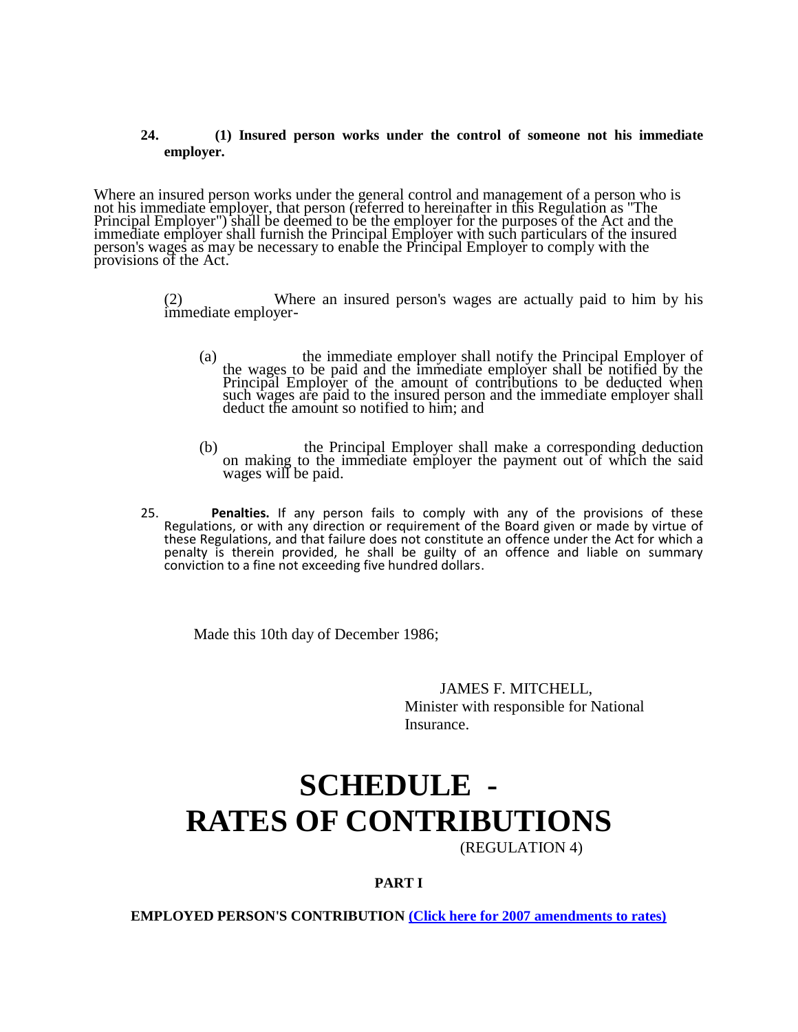**24. (1) Insured person works under the control of someone not his immediate employer.**

Where an insured person works under the general control and management of a person who is not his immediate employer, that person (referred to hereinafter in this Regulation as "The Principal Employer") shall be deemed to be the employer for the purposes of the Act and the immediate employer shall furnish the Principal Employer with such particulars of the insured person's wages as may be necessary to enable the Principal Employer to comply with the provisions of the Act.

(2) Where an insured person's wages are actually paid to him by his immediate employer-

(a) the immediate employer shall notify the Principal Employer of the wages to be paid and the immediate employer shall be notified by the Principal Employer of the amount of contributions to be deducted when such wages are paid to the insured person and the immediate employer shall deduct the amount so notified to him; and

(b) the Principal Employer shall make a corresponding deduction on making to the immediate employer the payment out of which the said wages will be paid.

25. **Penalties.** If any person fails to comply with any of the provisions of these Regulations, or with any direction or requirement of the Board given or made by virtue of these Regulations, and that failure does not constitute an offence under the Act for which a penalty is therein provided, he shall be guilty of an offence and liable on summary conviction to a fine not exceeding five hundred dollars.

Made this 10th day of December 1986;

JAMES F. MITCHELL,
Minister with responsible for National Insurance.

# SCHEDULE - RATES OF CONTRIBUTIONS

(REGULATION 4)

**PART I**

**EMPLOYED PERSON'S CONTRIBUTION (Click here for 2007 amendments to rates)**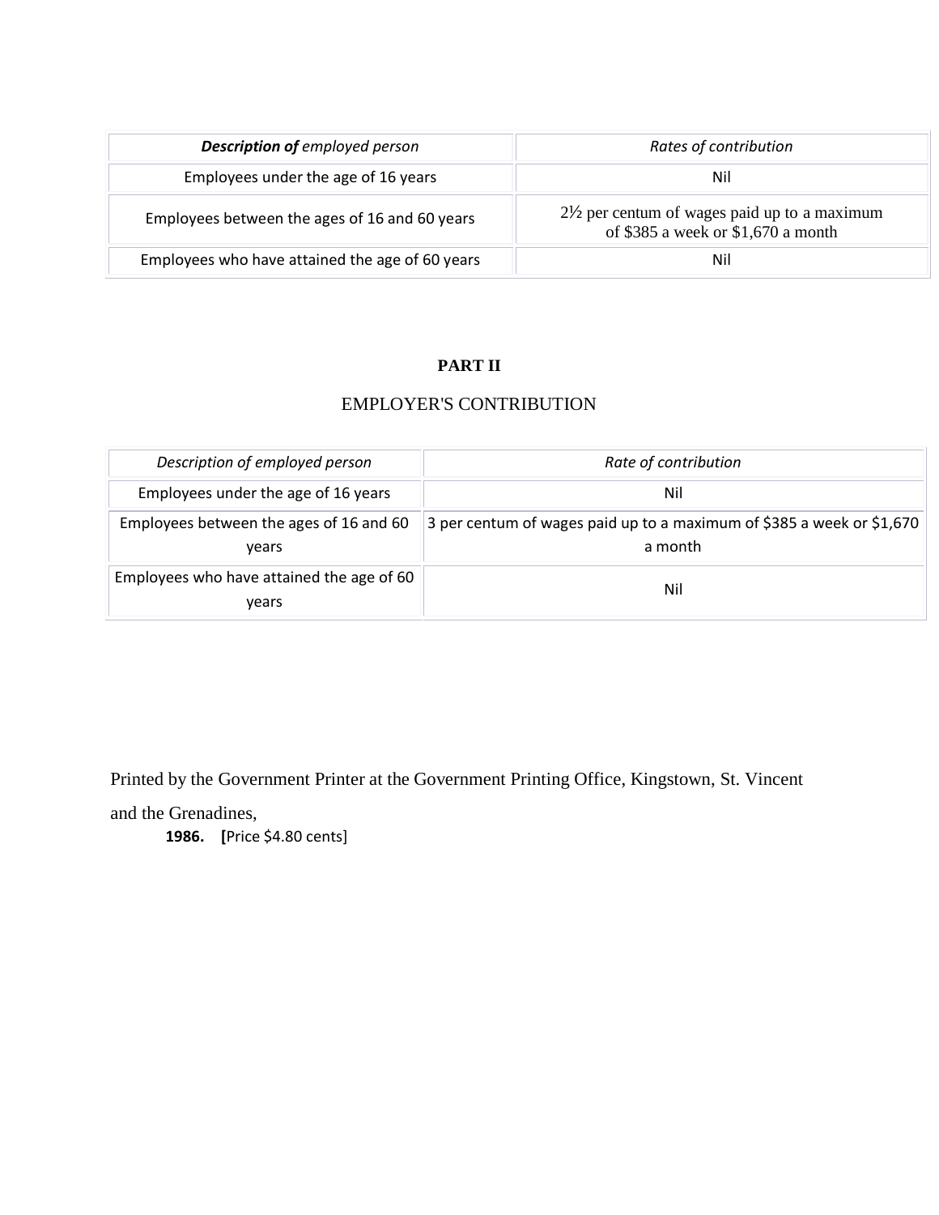| ***Description of*** *employed person* | *Rates of contribution* |
|---|---|
| Employees under the age of 16 years | Nil |
| Employees between the ages of 16 and 60 years | 2½ per centum of wages paid up to a maximum of $385 a week or $1,670 a month |
| Employees who have attained the age of 60 years | Nil |

**PART II**

EMPLOYER'S CONTRIBUTION

| *Description of employed person* | *Rate of contribution* |
|---|---|
| Employees under the age of 16 years | Nil |
| Employees between the ages of 16 and 60 years | 3 per centum of wages paid up to a maximum of $385 a week or $1,670 a month |
| Employees who have attained the age of 60 years | Nil |

Printed by the Government Printer at the Government Printing Office, Kingstown, St. Vincent and the Grenadines,

**1986. [**Price $4.80 cents]